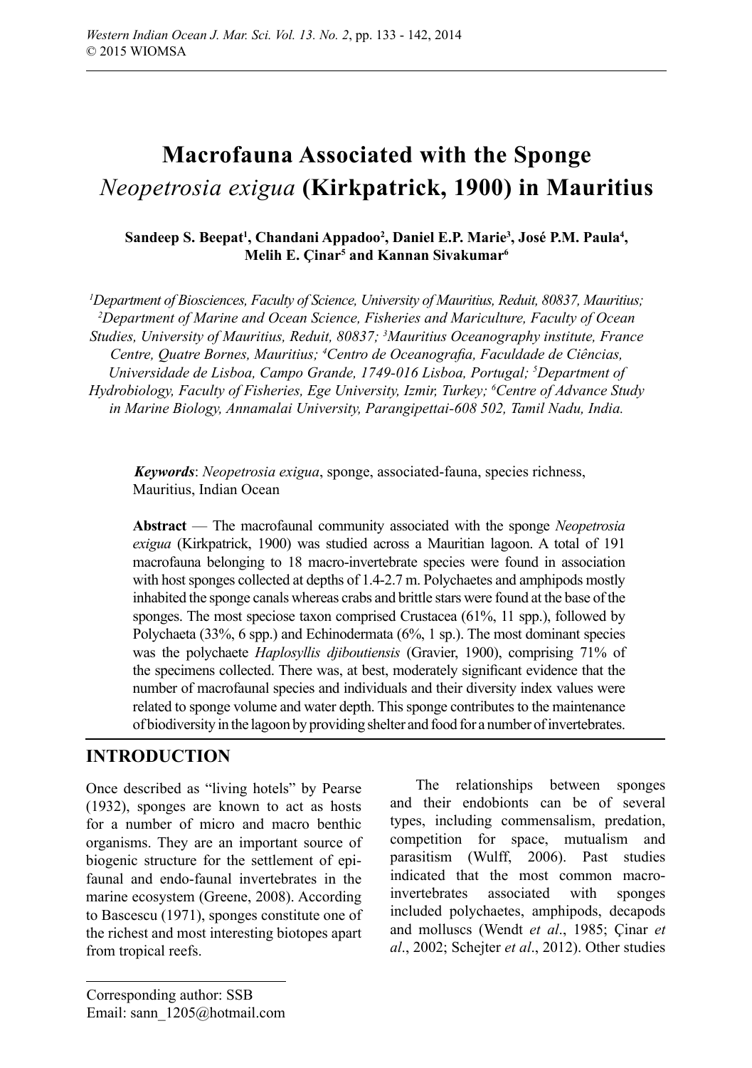# Macrofauna Associated with the Sponge *Neopetrosia exigua* (Kirkpatrick, 1900) in Mauritius

**Sandeep S. Beepat[1], Chandani Appadoo[2], Daniel E.P. Marie[3], José P.M. Paula[4], Melih E. Çinar[5] and Kannan Sivakumar[6]**

*[1]Department of Biosciences, Faculty of Science, University of Mauritius, Reduit, 80837, Mauritius; [2]Department of Marine and Ocean Science, Fisheries and Mariculture, Faculty of Ocean Studies, University of Mauritius, Reduit, 80837; [3]Mauritius Oceanography institute, France Centre, Quatre Bornes, Mauritius; [4]Centro de Oceanografia, Faculdade de Ciências, Universidade de Lisboa, Campo Grande, 1749-016 Lisboa, Portugal; [5]Department of Hydrobiology, Faculty of Fisheries, Ege University, Izmir, Turkey; [6]Centre of Advance Study in Marine Biology, Annamalai University, Parangipettai-608 502, Tamil Nadu, India.*

***Keywords***: *Neopetrosia exigua*, sponge, associated-fauna, species richness, Mauritius, Indian Ocean

**Abstract** — The macrofaunal community associated with the sponge *Neopetrosia exigua* (Kirkpatrick, 1900) was studied across a Mauritian lagoon. A total of 191 macrofauna belonging to 18 macro-invertebrate species were found in association with host sponges collected at depths of 1.4-2.7 m. Polychaetes and amphipods mostly inhabited the sponge canals whereas crabs and brittle stars were found at the base of the sponges. The most speciose taxon comprised Crustacea (61%, 11 spp.), followed by Polychaeta (33%, 6 spp.) and Echinodermata (6%, 1 sp.). The most dominant species was the polychaete *Haplosyllis djiboutiensis* (Gravier, 1900), comprising 71% of the specimens collected. There was, at best, moderately significant evidence that the number of macrofaunal species and individuals and their diversity index values were related to sponge volume and water depth. This sponge contributes to the maintenance of biodiversity in the lagoon by providing shelter and food for a number of invertebrates.

## INTRODUCTION

Once described as "living hotels" by Pearse (1932), sponges are known to act as hosts for a number of micro and macro benthic organisms. They are an important source of biogenic structure for the settlement of epi-faunal and endo-faunal invertebrates in the marine ecosystem (Greene, 2008). According to Bascescu (1971), sponges constitute one of the richest and most interesting biotopes apart from tropical reefs.

The relationships between sponges and their endobionts can be of several types, including commensalism, predation, competition for space, mutualism and parasitism (Wulff, 2006). Past studies indicated that the most common macro-invertebrates associated with sponges included polychaetes, amphipods, decapods and molluscs (Wendt *et al*., 1985; Çinar *et al*., 2002; Schejter *et al*., 2012). Other studies

Corresponding author: SSB
Email: sann_1205@hotmail.com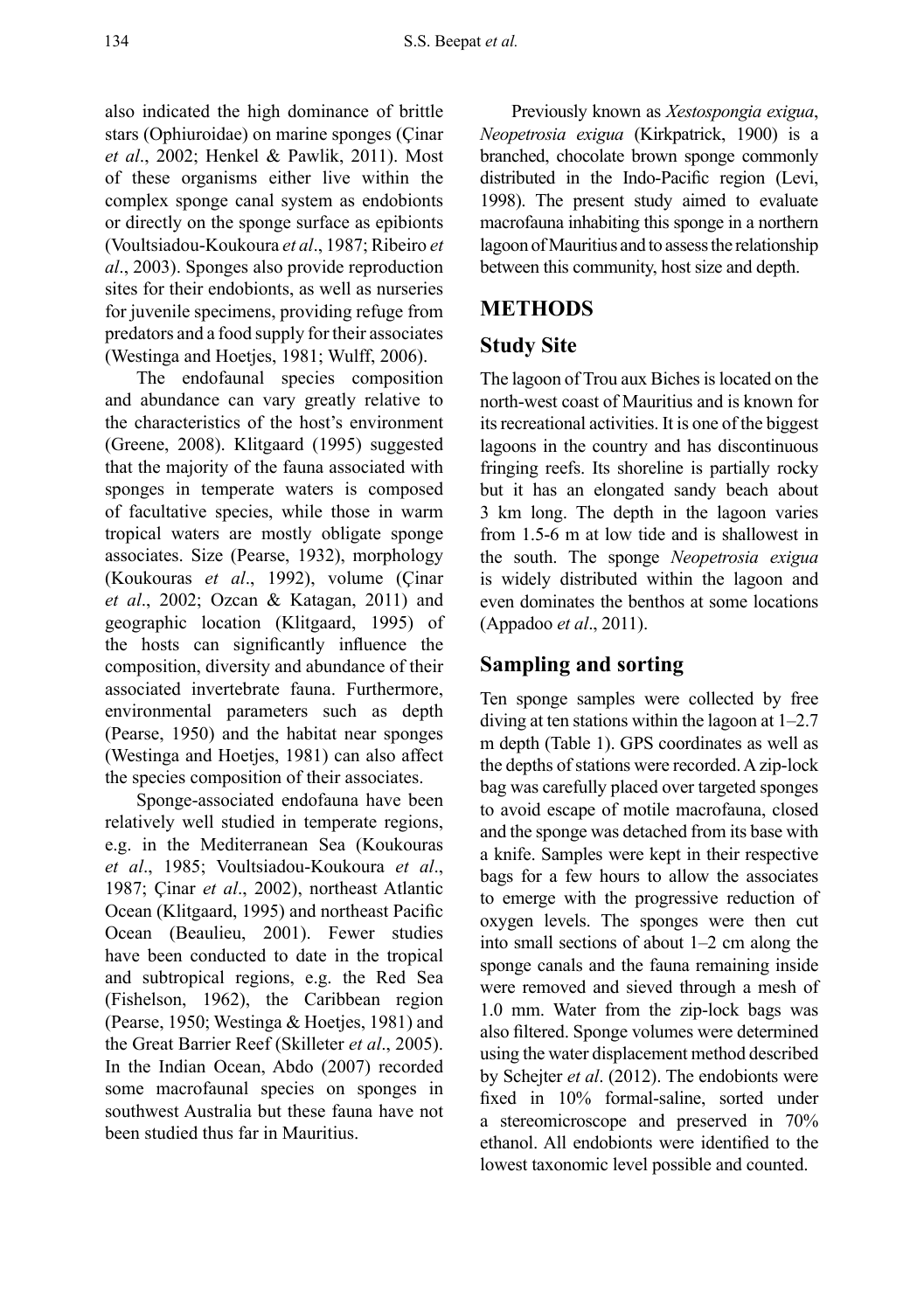also indicated the high dominance of brittle stars (Ophiuroidae) on marine sponges (Çinar *et al*., 2002; Henkel & Pawlik, 2011). Most of these organisms either live within the complex sponge canal system as endobionts or directly on the sponge surface as epibionts (Voultsiadou-Koukoura *et al*., 1987; Ribeiro *et al*., 2003). Sponges also provide reproduction sites for their endobionts, as well as nurseries for juvenile specimens, providing refuge from predators and a food supply for their associates (Westinga and Hoetjes, 1981; Wulff, 2006).

The endofaunal species composition and abundance can vary greatly relative to the characteristics of the host's environment (Greene, 2008). Klitgaard (1995) suggested that the majority of the fauna associated with sponges in temperate waters is composed of facultative species, while those in warm tropical waters are mostly obligate sponge associates. Size (Pearse, 1932), morphology (Koukouras *et al*., 1992), volume (Çinar *et al*., 2002; Ozcan & Katagan, 2011) and geographic location (Klitgaard, 1995) of the hosts can significantly influence the composition, diversity and abundance of their associated invertebrate fauna. Furthermore, environmental parameters such as depth (Pearse, 1950) and the habitat near sponges (Westinga and Hoetjes, 1981) can also affect the species composition of their associates.

Sponge-associated endofauna have been relatively well studied in temperate regions, e.g. in the Mediterranean Sea (Koukouras *et al*., 1985; Voultsiadou-Koukoura *et al*., 1987; Çinar *et al*., 2002), northeast Atlantic Ocean (Klitgaard, 1995) and northeast Pacific Ocean (Beaulieu, 2001). Fewer studies have been conducted to date in the tropical and subtropical regions, e.g. the Red Sea (Fishelson, 1962), the Caribbean region (Pearse, 1950; Westinga & Hoetjes, 1981) and the Great Barrier Reef (Skilleter *et al*., 2005). In the Indian Ocean, Abdo (2007) recorded some macrofaunal species on sponges in southwest Australia but these fauna have not been studied thus far in Mauritius.

Previously known as *Xestospongia exigua*, *Neopetrosia exigua* (Kirkpatrick, 1900) is a branched, chocolate brown sponge commonly distributed in the Indo-Pacific region (Levi, 1998). The present study aimed to evaluate macrofauna inhabiting this sponge in a northern lagoon of Mauritius and to assess the relationship between this community, host size and depth.

## METHODS

### Study Site

The lagoon of Trou aux Biches is located on the north-west coast of Mauritius and is known for its recreational activities. It is one of the biggest lagoons in the country and has discontinuous fringing reefs. Its shoreline is partially rocky but it has an elongated sandy beach about 3 km long. The depth in the lagoon varies from 1.5-6 m at low tide and is shallowest in the south. The sponge *Neopetrosia exigua* is widely distributed within the lagoon and even dominates the benthos at some locations (Appadoo *et al*., 2011).

### Sampling and sorting

Ten sponge samples were collected by free diving at ten stations within the lagoon at 1–2.7 m depth (Table 1). GPS coordinates as well as the depths of stations were recorded. A zip-lock bag was carefully placed over targeted sponges to avoid escape of motile macrofauna, closed and the sponge was detached from its base with a knife. Samples were kept in their respective bags for a few hours to allow the associates to emerge with the progressive reduction of oxygen levels. The sponges were then cut into small sections of about 1–2 cm along the sponge canals and the fauna remaining inside were removed and sieved through a mesh of 1.0 mm. Water from the zip-lock bags was also filtered. Sponge volumes were determined using the water displacement method described by Schejter *et al*. (2012). The endobionts were fixed in 10% formal-saline, sorted under a stereomicroscope and preserved in 70% ethanol. All endobionts were identified to the lowest taxonomic level possible and counted.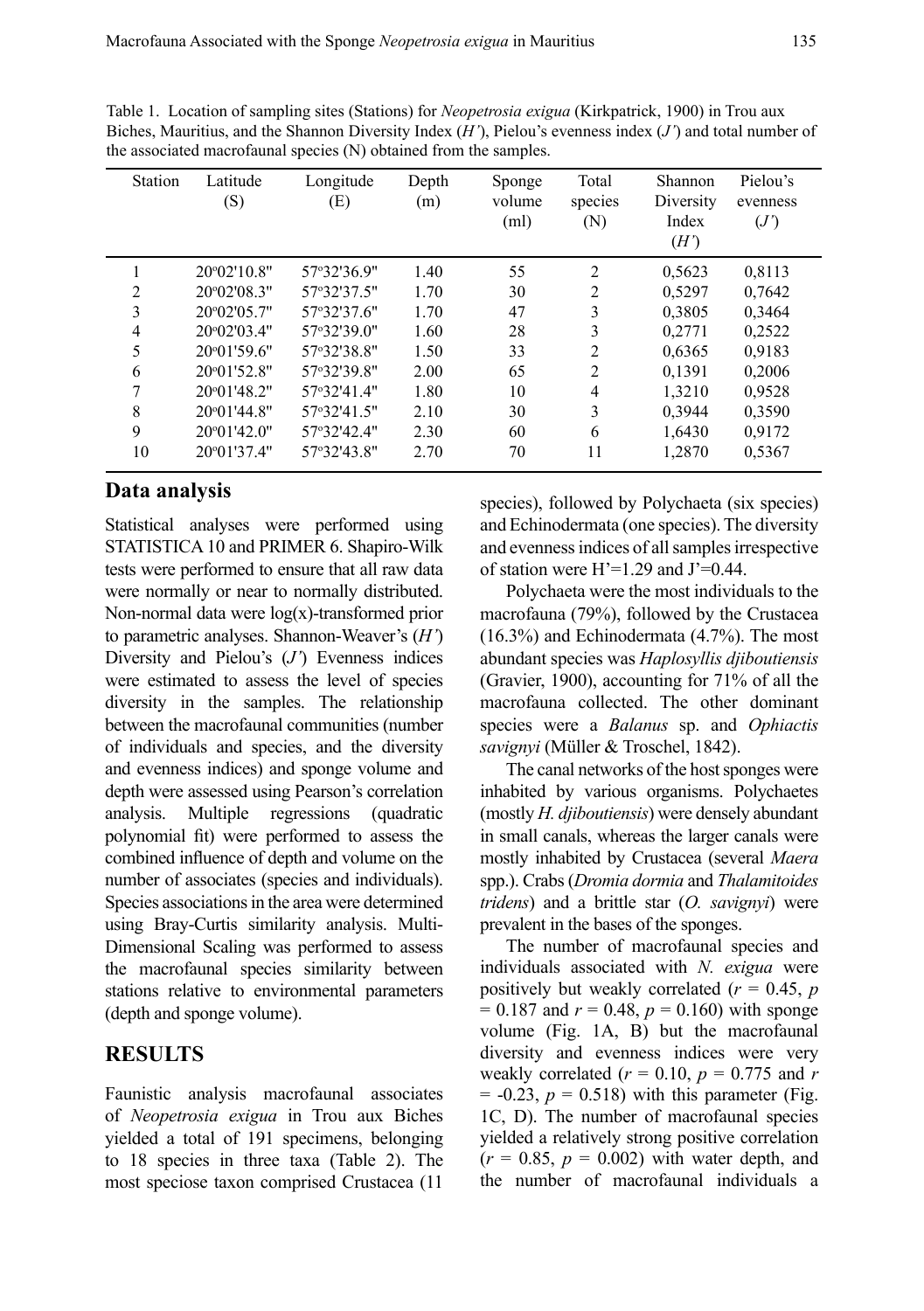Table 1. Location of sampling sites (Stations) for *Neopetrosia exigua* (Kirkpatrick, 1900) in Trou aux Biches, Mauritius, and the Shannon Diversity Index ($H'$), Pielou's evenness index ($J'$) and total number of the associated macrofaunal species (N) obtained from the samples.

| Station | Latitude (S) | Longitude (E) | Depth (m) | Sponge volume (ml) | Total species (N) | Shannon Diversity Index ($H'$) | Pielou's evenness ($J'$) |
|---|---|---|---|---|---|---|---|
| 1 | 20°02'10.8" | 57°32'36.9" | 1.40 | 55 | 2 | 0,5623 | 0,8113 |
| 2 | 20°02'08.3" | 57°32'37.5" | 1.70 | 30 | 2 | 0,5297 | 0,7642 |
| 3 | 20°02'05.7" | 57°32'37.6" | 1.70 | 47 | 3 | 0,3805 | 0,3464 |
| 4 | 20°02'03.4" | 57°32'39.0" | 1.60 | 28 | 3 | 0,2771 | 0,2522 |
| 5 | 20°01'59.6" | 57°32'38.8" | 1.50 | 33 | 2 | 0,6365 | 0,9183 |
| 6 | 20°01'52.8" | 57°32'39.8" | 2.00 | 65 | 2 | 0,1391 | 0,2006 |
| 7 | 20°01'48.2" | 57°32'41.4" | 1.80 | 10 | 4 | 1,3210 | 0,9528 |
| 8 | 20°01'44.8" | 57°32'41.5" | 2.10 | 30 | 3 | 0,3944 | 0,3590 |
| 9 | 20°01'42.0" | 57°32'42.4" | 2.30 | 60 | 6 | 1,6430 | 0,9172 |
| 10 | 20°01'37.4" | 57°32'43.8" | 2.70 | 70 | 11 | 1,2870 | 0,5367 |

## Data analysis

Statistical analyses were performed using STATISTICA 10 and PRIMER 6. Shapiro-Wilk tests were performed to ensure that all raw data were normally or near to normally distributed. Non-normal data were log(x)-transformed prior to parametric analyses. Shannon-Weaver's ($H'$) Diversity and Pielou's ($J'$) Evenness indices were estimated to assess the level of species diversity in the samples. The relationship between the macrofaunal communities (number of individuals and species, and the diversity and evenness indices) and sponge volume and depth were assessed using Pearson's correlation analysis. Multiple regressions (quadratic polynomial fit) were performed to assess the combined influence of depth and volume on the number of associates (species and individuals). Species associations in the area were determined using Bray-Curtis similarity analysis. Multi-Dimensional Scaling was performed to assess the macrofaunal species similarity between stations relative to environmental parameters (depth and sponge volume).

# RESULTS

Faunistic analysis macrofaunal associates of *Neopetrosia exigua* in Trou aux Biches yielded a total of 191 specimens, belonging to 18 species in three taxa (Table 2). The most speciose taxon comprised Crustacea (11 species), followed by Polychaeta (six species) and Echinodermata (one species). The diversity and evenness indices of all samples irrespective of station were $H'=1.29$ and $J'=0.44$.

Polychaeta were the most individuals to the macrofauna (79%), followed by the Crustacea (16.3%) and Echinodermata (4.7%). The most abundant species was *Haplosyllis djiboutiensis* (Gravier, 1900), accounting for 71% of all the macrofauna collected. The other dominant species were a *Balanus* sp. and *Ophiactis savignyi* (Müller & Troschel, 1842).

The canal networks of the host sponges were inhabited by various organisms. Polychaetes (mostly *H. djiboutiensis*) were densely abundant in small canals, whereas the larger canals were mostly inhabited by Crustacea (several *Maera* spp.). Crabs (*Dromia dormia* and *Thalamitoides tridens*) and a brittle star (*O. savignyi*) were prevalent in the bases of the sponges.

The number of macrofaunal species and individuals associated with *N. exigua* were positively but weakly correlated ($r = 0.45$, $p = 0.187$ and $r = 0.48$, $p = 0.160$) with sponge volume (Fig. 1A, B) but the macrofaunal diversity and evenness indices were very weakly correlated ($r = 0.10$, $p = 0.775$ and $r = -0.23$, $p = 0.518$) with this parameter (Fig. 1C, D). The number of macrofaunal species yielded a relatively strong positive correlation ($r = 0.85$, $p = 0.002$) with water depth, and the number of macrofaunal individuals a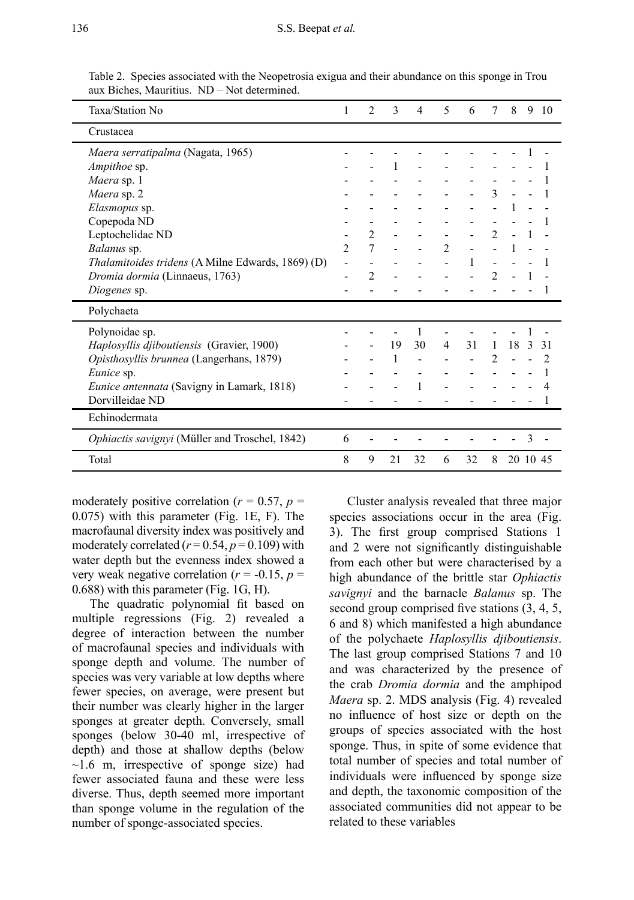Table 2. Species associated with the Neopetrosia exigua and their abundance on this sponge in Trou aux Biches, Mauritius. ND – Not determined.

| Taxa/Station No | 1 | 2 | 3 | 4 | 5 | 6 | 7 | 8 | 9 | 10 |
|---|---|---|---|---|---|---|---|---|---|---|
| **Crustacea** | | | | | | | | | | |
| *Maera serratipalma* (Nagata, 1965) | - | - | - | - | - | - | - | - | 1 | - |
| *Ampithoe* sp. | - | - | 1 | - | - | - | - | - | - | 1 |
| *Maera* sp. 1 | - | - | - | - | - | - | - | - | - | 1 |
| *Maera* sp. 2 | - | - | - | - | - | - | 3 | - | - | 1 |
| *Elasmopus* sp. | - | - | - | - | - | - | - | 1 | - | - |
| Copepoda ND | - | - | - | - | - | - | - | - | - | 1 |
| Leptochelidae ND | - | 2 | - | - | - | - | 2 | - | 1 | - |
| *Balanus* sp. | 2 | 7 | - | - | 2 | - | - | 1 | - | - |
| *Thalamitoides tridens* (A Milne Edwards, 1869) (D) | - | - | - | - | - | 1 | - | - | - | 1 |
| *Dromia dormia* (Linnaeus, 1763) | - | 2 | - | - | - | - | 2 | - | 1 | - |
| *Diogenes* sp. | - | - | - | - | - | - | - | - | - | 1 |
| **Polychaeta** | | | | | | | | | | |
| Polynoidae sp. | - | - | - | 1 | - | - | - | - | 1 | - |
| *Haplosyllis djiboutiensis* (Gravier, 1900) | - | - | 19 | 30 | 4 | 31 | 1 | 18 | 3 | 31 |
| *Opisthosyllis brunnea* (Langerhans, 1879) | - | - | 1 | - | - | - | 2 | - | - | 2 |
| *Eunice* sp. | - | - | - | - | - | - | - | - | - | 1 |
| *Eunice antennata* (Savigny in Lamark, 1818) | - | - | - | 1 | - | - | - | - | - | 4 |
| Dorvilleidae ND | - | - | - | - | - | - | - | - | - | 1 |
| **Echinodermata** | | | | | | | | | | |
| *Ophiactis savignyi* (Müller and Troschel, 1842) | 6 | - | - | - | - | - | - | - | 3 | - |
| Total | 8 | 9 | 21 | 32 | 6 | 32 | 8 | 20 | 10 | 45 |

moderately positive correlation ($r = 0.57$, $p = 0.075$) with this parameter (Fig. 1E, F). The macrofaunal diversity index was positively and moderately correlated ($r = 0.54$, $p = 0.109$) with water depth but the evenness index showed a very weak negative correlation ($r = -0.15$, $p = 0.688$) with this parameter (Fig. 1G, H).

The quadratic polynomial fit based on multiple regressions (Fig. 2) revealed a degree of interaction between the number of macrofaunal species and individuals with sponge depth and volume. The number of species was very variable at low depths where fewer species, on average, were present but their number was clearly higher in the larger sponges at greater depth. Conversely, small sponges (below 30-40 ml, irrespective of depth) and those at shallow depths (below ~1.6 m, irrespective of sponge size) had fewer associated fauna and these were less diverse. Thus, depth seemed more important than sponge volume in the regulation of the number of sponge-associated species.

Cluster analysis revealed that three major species associations occur in the area (Fig. 3). The first group comprised Stations 1 and 2 were not significantly distinguishable from each other but were characterised by a high abundance of the brittle star *Ophiactis savignyi* and the barnacle *Balanus* sp. The second group comprised five stations (3, 4, 5, 6 and 8) which manifested a high abundance of the polychaete *Haplosyllis djiboutiensis*. The last group comprised Stations 7 and 10 and was characterized by the presence of the crab *Dromia dormia* and the amphipod *Maera* sp. 2. MDS analysis (Fig. 4) revealed no influence of host size or depth on the groups of species associated with the host sponge. Thus, in spite of some evidence that total number of species and total number of individuals were influenced by sponge size and depth, the taxonomic composition of the associated communities did not appear to be related to these variables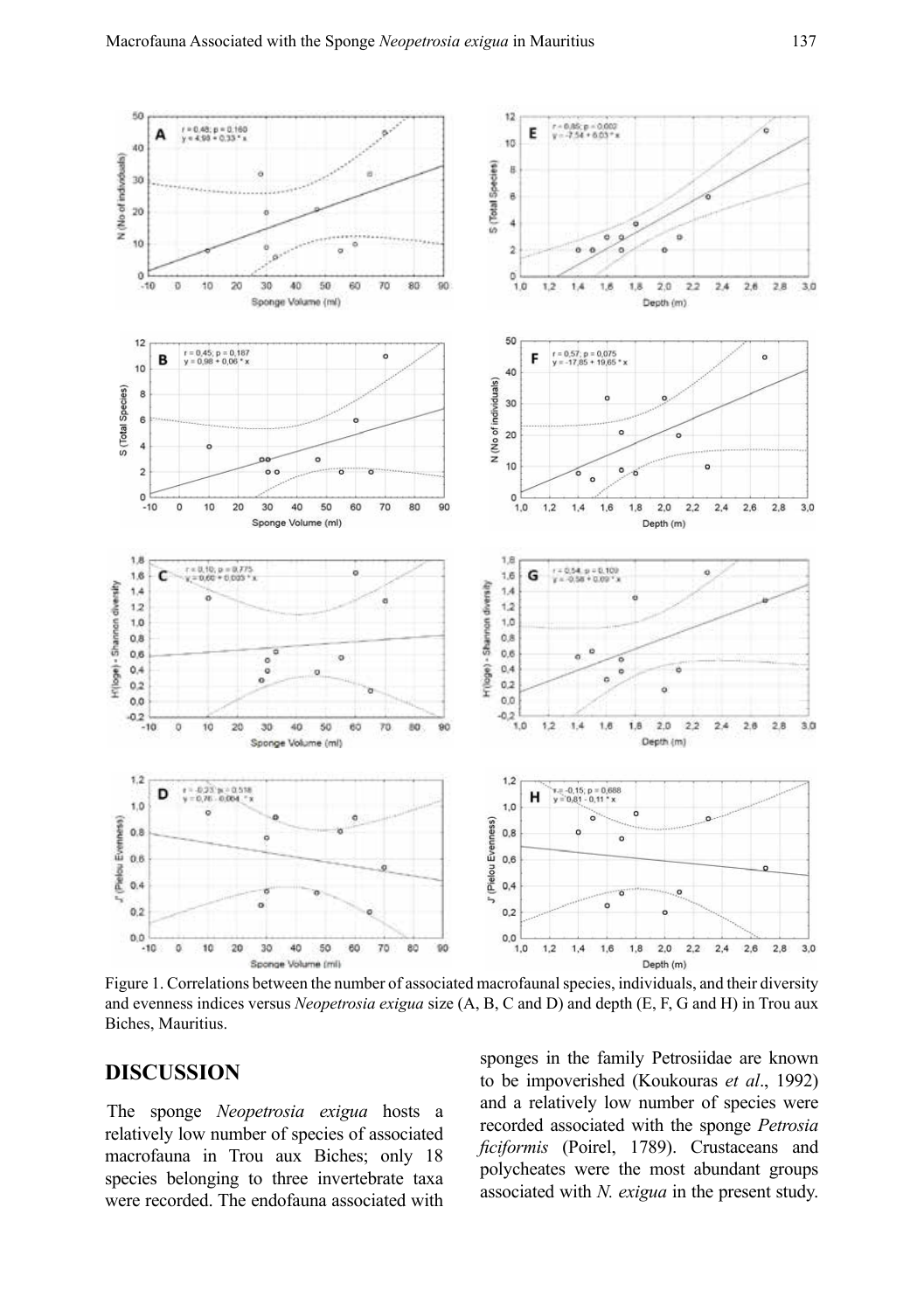Figure 1. Correlations between the number of associated macrofaunal species, individuals, and their diversity and evenness indices versus *Neopetrosia exigua* size (A, B, C and D) and depth (E, F, G and H) in Trou aux Biches, Mauritius.

## DISCUSSION

The sponge *Neopetrosia exigua* hosts a relatively low number of species of associated macrofauna in Trou aux Biches; only 18 species belonging to three invertebrate taxa were recorded. The endofauna associated with sponges in the family Petrosiidae are known to be impoverished (Koukouras *et al*., 1992) and a relatively low number of species were recorded associated with the sponge *Petrosia ficiformis* (Poirel, 1789). Crustaceans and polycheates were the most abundant groups associated with *N. exigua* in the present study.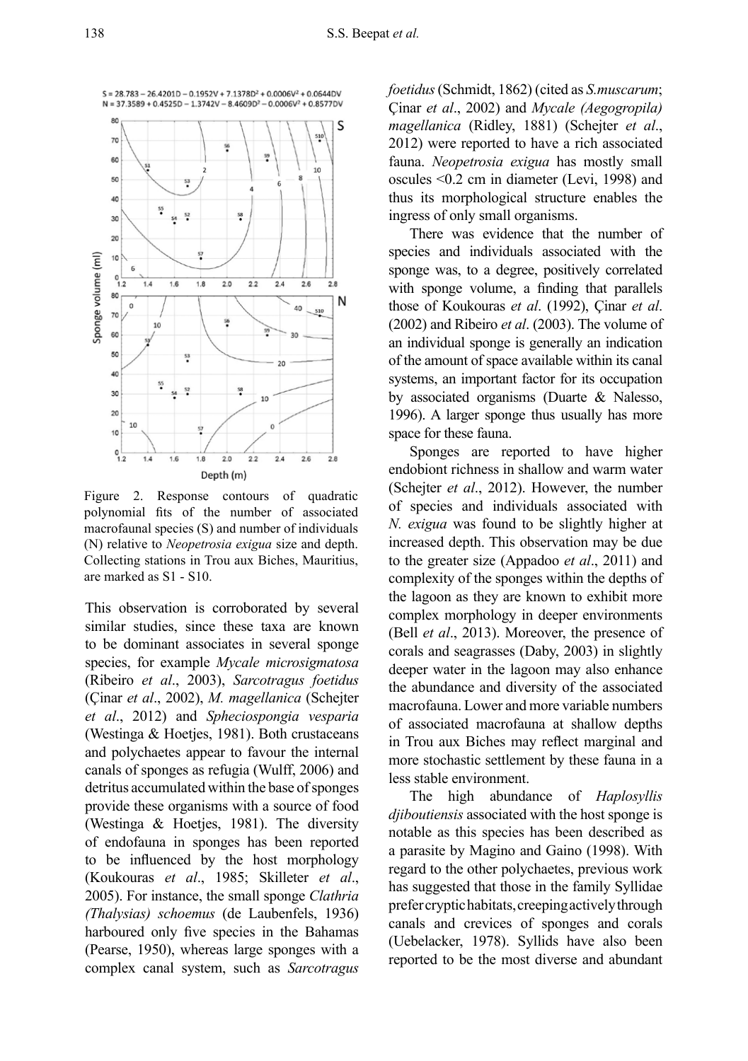Figure 2. Response contours of quadratic polynomial fits of the number of associated macrofaunal species (S) and number of individuals (N) relative to *Neopetrosia exigua* size and depth. Collecting stations in Trou aux Biches, Mauritius, are marked as S1 - S10.

This observation is corroborated by several similar studies, since these taxa are known to be dominant associates in several sponge species, for example *Mycale microsigmatosa* (Ribeiro *et al*., 2003), *Sarcotragus foetidus* (Çinar *et al*., 2002), *M. magellanica* (Schejter *et al*., 2012) and *Spheciospongia vesparia* (Westinga & Hoetjes, 1981). Both crustaceans and polychaetes appear to favour the internal canals of sponges as refugia (Wulff, 2006) and detritus accumulated within the base of sponges provide these organisms with a source of food (Westinga & Hoetjes, 1981). The diversity of endofauna in sponges has been reported to be influenced by the host morphology (Koukouras *et al*., 1985; Skilleter *et al*., 2005). For instance, the small sponge *Clathria (Thalysias) schoemus* (de Laubenfels, 1936) harboured only five species in the Bahamas (Pearse, 1950), whereas large sponges with a complex canal system, such as *Sarcotragus foetidus* (Schmidt, 1862) (cited as *S.muscarum*; Çinar *et al*., 2002) and *Mycale (Aegogropila) magellanica* (Ridley, 1881) (Schejter *et al*., 2012) were reported to have a rich associated fauna. *Neopetrosia exigua* has mostly small oscules <0.2 cm in diameter (Levi, 1998) and thus its morphological structure enables the ingress of only small organisms.

There was evidence that the number of species and individuals associated with the sponge was, to a degree, positively correlated with sponge volume, a finding that parallels those of Koukouras *et al*. (1992), Çinar *et al*. (2002) and Ribeiro *et al*. (2003). The volume of an individual sponge is generally an indication of the amount of space available within its canal systems, an important factor for its occupation by associated organisms (Duarte & Nalesso, 1996). A larger sponge thus usually has more space for these fauna.

Sponges are reported to have higher endobiont richness in shallow and warm water (Schejter *et al*., 2012). However, the number of species and individuals associated with *N. exigua* was found to be slightly higher at increased depth. This observation may be due to the greater size (Appadoo *et al*., 2011) and complexity of the sponges within the depths of the lagoon as they are known to exhibit more complex morphology in deeper environments (Bell *et al*., 2013). Moreover, the presence of corals and seagrasses (Daby, 2003) in slightly deeper water in the lagoon may also enhance the abundance and diversity of the associated macrofauna. Lower and more variable numbers of associated macrofauna at shallow depths in Trou aux Biches may reflect marginal and more stochastic settlement by these fauna in a less stable environment.

The high abundance of *Haplosyllis djiboutiensis* associated with the host sponge is notable as this species has been described as a parasite by Magino and Gaino (1998). With regard to the other polychaetes, previous work has suggested that those in the family Syllidae prefer cryptic habitats, creeping actively through canals and crevices of sponges and corals (Uebelacker, 1978). Syllids have also been reported to be the most diverse and abundant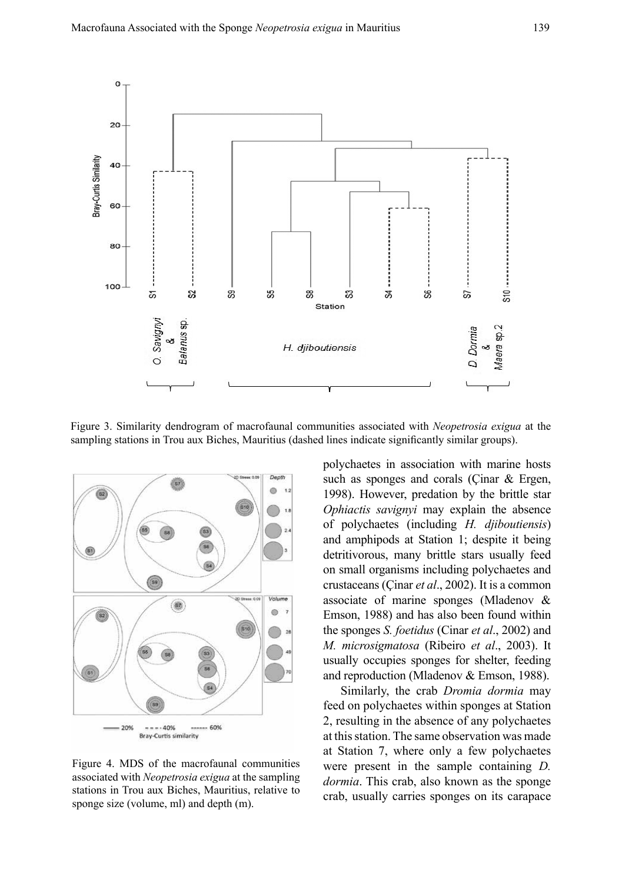Figure 3. Similarity dendrogram of macrofaunal communities associated with *Neopetrosia exigua* at the sampling stations in Trou aux Biches, Mauritius (dashed lines indicate significantly similar groups).

Figure 4. MDS of the macrofaunal communities associated with *Neopetrosia exigua* at the sampling stations in Trou aux Biches, Mauritius, relative to sponge size (volume, ml) and depth (m).

polychaetes in association with marine hosts such as sponges and corals (Çinar & Ergen, 1998). However, predation by the brittle star *Ophiactis savignyi* may explain the absence of polychaetes (including *H. djiboutiensis*) and amphipods at Station 1; despite it being detritivorous, many brittle stars usually feed on small organisms including polychaetes and crustaceans (Çinar *et al*., 2002). It is a common associate of marine sponges (Mladenov & Emson, 1988) and has also been found within the sponges *S. foetidus* (Cinar *et al*., 2002) and *M. microsigmatosa* (Ribeiro *et al*., 2003). It usually occupies sponges for shelter, feeding and reproduction (Mladenov & Emson, 1988).

Similarly, the crab *Dromia dormia* may feed on polychaetes within sponges at Station 2, resulting in the absence of any polychaetes at this station. The same observation was made at Station 7, where only a few polychaetes were present in the sample containing *D. dormia*. This crab, also known as the sponge crab, usually carries sponges on its carapace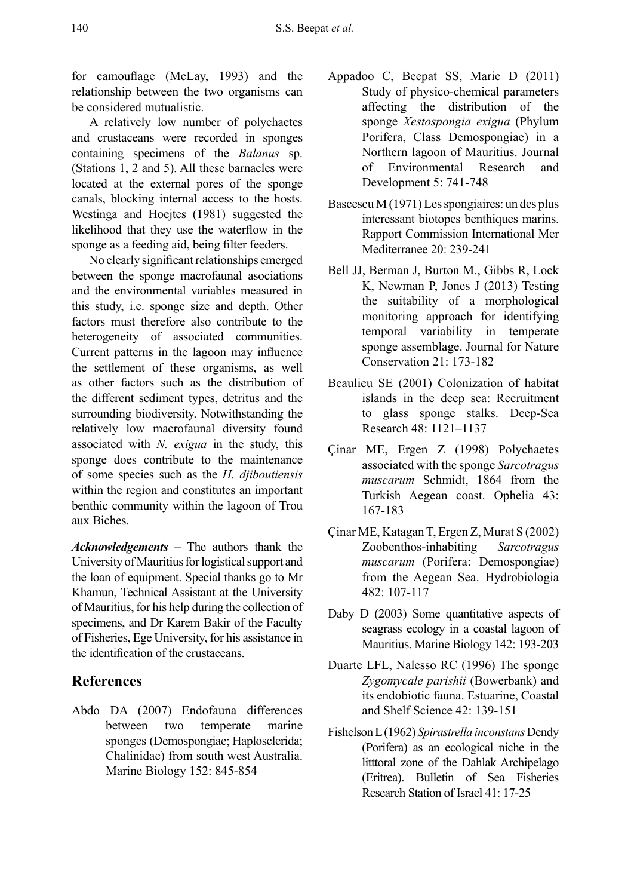for camouflage (McLay, 1993) and the relationship between the two organisms can be considered mutualistic.

A relatively low number of polychaetes and crustaceans were recorded in sponges containing specimens of the *Balanus* sp. (Stations 1, 2 and 5). All these barnacles were located at the external pores of the sponge canals, blocking internal access to the hosts. Westinga and Hoejtes (1981) suggested the likelihood that they use the waterflow in the sponge as a feeding aid, being filter feeders.

No clearly significant relationships emerged between the sponge macrofaunal asociations and the environmental variables measured in this study, i.e. sponge size and depth. Other factors must therefore also contribute to the heterogeneity of associated communities. Current patterns in the lagoon may influence the settlement of these organisms, as well as other factors such as the distribution of the different sediment types, detritus and the surrounding biodiversity. Notwithstanding the relatively low macrofaunal diversity found associated with *N. exigua* in the study, this sponge does contribute to the maintenance of some species such as the *H. djiboutiensis* within the region and constitutes an important benthic community within the lagoon of Trou aux Biches.

***Acknowledgements*** – The authors thank the University of Mauritius for logistical support and the loan of equipment. Special thanks go to Mr Khamun, Technical Assistant at the University of Mauritius, for his help during the collection of specimens, and Dr Karem Bakir of the Faculty of Fisheries, Ege University, for his assistance in the identification of the crustaceans.

## References

Abdo DA (2007) Endofauna differences between two temperate marine sponges (Demospongiae; Haplosclerida; Chalinidae) from south west Australia. Marine Biology 152: 845-854

Appadoo C, Beepat SS, Marie D (2011) Study of physico-chemical parameters affecting the distribution of the sponge *Xestospongia exigua* (Phylum Porifera, Class Demospongiae) in a Northern lagoon of Mauritius. Journal of Environmental Research and Development 5: 741-748

Bascescu M (1971) Les spongiaires: un des plus interessant biotopes benthiques marins. Rapport Commission International Mer Mediterranee 20: 239-241

Bell JJ, Berman J, Burton M., Gibbs R, Lock K, Newman P, Jones J (2013) Testing the suitability of a morphological monitoring approach for identifying temporal variability in temperate sponge assemblage. Journal for Nature Conservation 21: 173-182

Beaulieu SE (2001) Colonization of habitat islands in the deep sea: Recruitment to glass sponge stalks. Deep-Sea Research 48: 1121–1137

Çinar ME, Ergen Z (1998) Polychaetes associated with the sponge *Sarcotragus muscarum* Schmidt, 1864 from the Turkish Aegean coast. Ophelia 43: 167-183

Çinar ME, Katagan T, Ergen Z, Murat S (2002) Zoobenthos-inhabiting *Sarcotragus muscarum* (Porifera: Demospongiae) from the Aegean Sea. Hydrobiologia 482: 107-117

Daby D (2003) Some quantitative aspects of seagrass ecology in a coastal lagoon of Mauritius. Marine Biology 142: 193-203

Duarte LFL, Nalesso RC (1996) The sponge *Zygomycale parishii* (Bowerbank) and its endobiotic fauna. Estuarine, Coastal and Shelf Science 42: 139-151

Fishelson L (1962) *Spirastrella inconstans* Dendy (Porifera) as an ecological niche in the litttoral zone of the Dahlak Archipelago (Eritrea). Bulletin of Sea Fisheries Research Station of Israel 41: 17-25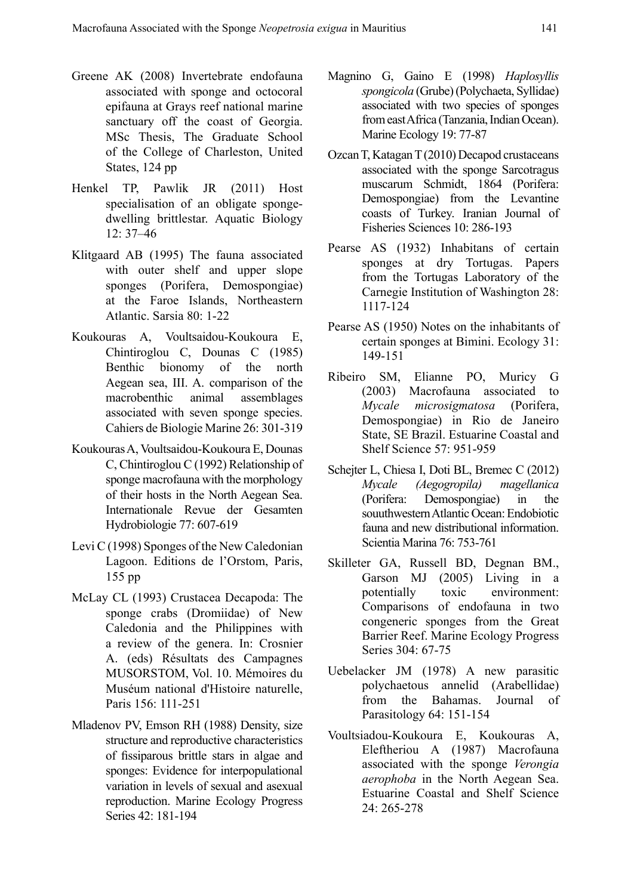Greene AK (2008) Invertebrate endofauna associated with sponge and octocoral epifauna at Grays reef national marine sanctuary off the coast of Georgia. MSc Thesis, The Graduate School of the College of Charleston, United States, 124 pp

Henkel TP, Pawlik JR (2011) Host specialisation of an obligate sponge-dwelling brittlestar. Aquatic Biology 12: 37–46

Klitgaard AB (1995) The fauna associated with outer shelf and upper slope sponges (Porifera, Demospongiae) at the Faroe Islands, Northeastern Atlantic. Sarsia 80: 1-22

Koukouras A, Voultsaidou-Koukoura E, Chintiroglou C, Dounas C (1985) Benthic bionomy of the north Aegean sea, III. A. comparison of the macrobenthic animal assemblages associated with seven sponge species. Cahiers de Biologie Marine 26: 301-319

Koukouras A, Voultsaidou-Koukoura E, Dounas C, Chintiroglou C (1992) Relationship of sponge macrofauna with the morphology of their hosts in the North Aegean Sea. Internationale Revue der Gesamten Hydrobiologie 77: 607-619

Levi C (1998) Sponges of the New Caledonian Lagoon. Editions de l'Orstom, Paris, 155 pp

McLay CL (1993) Crustacea Decapoda: The sponge crabs (Dromiidae) of New Caledonia and the Philippines with a review of the genera. In: Crosnier A. (eds) Résultats des Campagnes MUSORSTOM, Vol. 10. Mémoires du Muséum national d'Histoire naturelle, Paris 156: 111-251

Mladenov PV, Emson RH (1988) Density, size structure and reproductive characteristics of fissiparous brittle stars in algae and sponges: Evidence for interpopulational variation in levels of sexual and asexual reproduction. Marine Ecology Progress Series 42: 181-194

Magnino G, Gaino E (1998) *Haplosyllis spongicola* (Grube) (Polychaeta, Syllidae) associated with two species of sponges from east Africa (Tanzania, Indian Ocean). Marine Ecology 19: 77-87

Ozcan T, Katagan T (2010) Decapod crustaceans associated with the sponge Sarcotragus muscarum Schmidt, 1864 (Porifera: Demospongiae) from the Levantine coasts of Turkey. Iranian Journal of Fisheries Sciences 10: 286-193

Pearse AS (1932) Inhabitans of certain sponges at dry Tortugas. Papers from the Tortugas Laboratory of the Carnegie Institution of Washington 28: 1117-124

Pearse AS (1950) Notes on the inhabitants of certain sponges at Bimini. Ecology 31: 149-151

Ribeiro SM, Elianne PO, Muricy G (2003) Macrofauna associated to *Mycale microsigmatosa* (Porifera, Demospongiae) in Rio de Janeiro State, SE Brazil. Estuarine Coastal and Shelf Science 57: 951-959

Schejter L, Chiesa I, Doti BL, Bremec C (2012) *Mycale (Aegogropila) magellanica* (Porifera: Demospongiae) in the souuthwestern Atlantic Ocean: Endobiotic fauna and new distributional information. Scientia Marina 76: 753-761

Skilleter GA, Russell BD, Degnan BM., Garson MJ (2005) Living in a potentially toxic environment: Comparisons of endofauna in two congeneric sponges from the Great Barrier Reef. Marine Ecology Progress Series 304: 67-75

Uebelacker JM (1978) A new parasitic polychaetous annelid (Arabellidae) from the Bahamas. Journal of Parasitology 64: 151-154

Voultsiadou-Koukoura E, Koukouras A, Eleftheriou A (1987) Macrofauna associated with the sponge *Verongia aerophoba* in the North Aegean Sea. Estuarine Coastal and Shelf Science 24: 265-278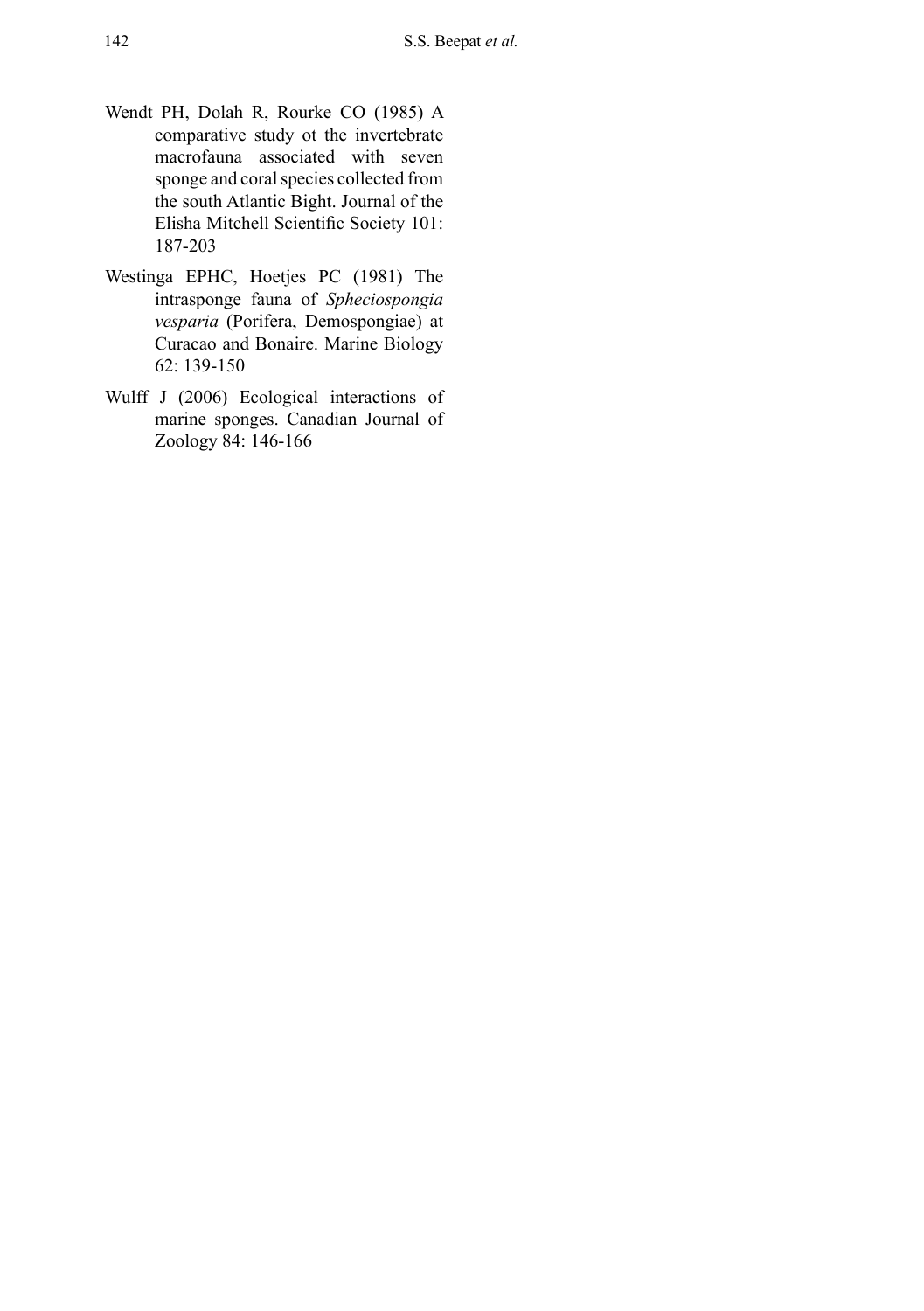Wendt PH, Dolah R, Rourke CO (1985) A comparative study ot the invertebrate macrofauna associated with seven sponge and coral species collected from the south Atlantic Bight. Journal of the Elisha Mitchell Scientific Society 101: 187-203

Westinga EPHC, Hoetjes PC (1981) The intrasponge fauna of *Spheciospongia vesparia* (Porifera, Demospongiae) at Curacao and Bonaire. Marine Biology 62: 139-150

Wulff J (2006) Ecological interactions of marine sponges. Canadian Journal of Zoology 84: 146-166